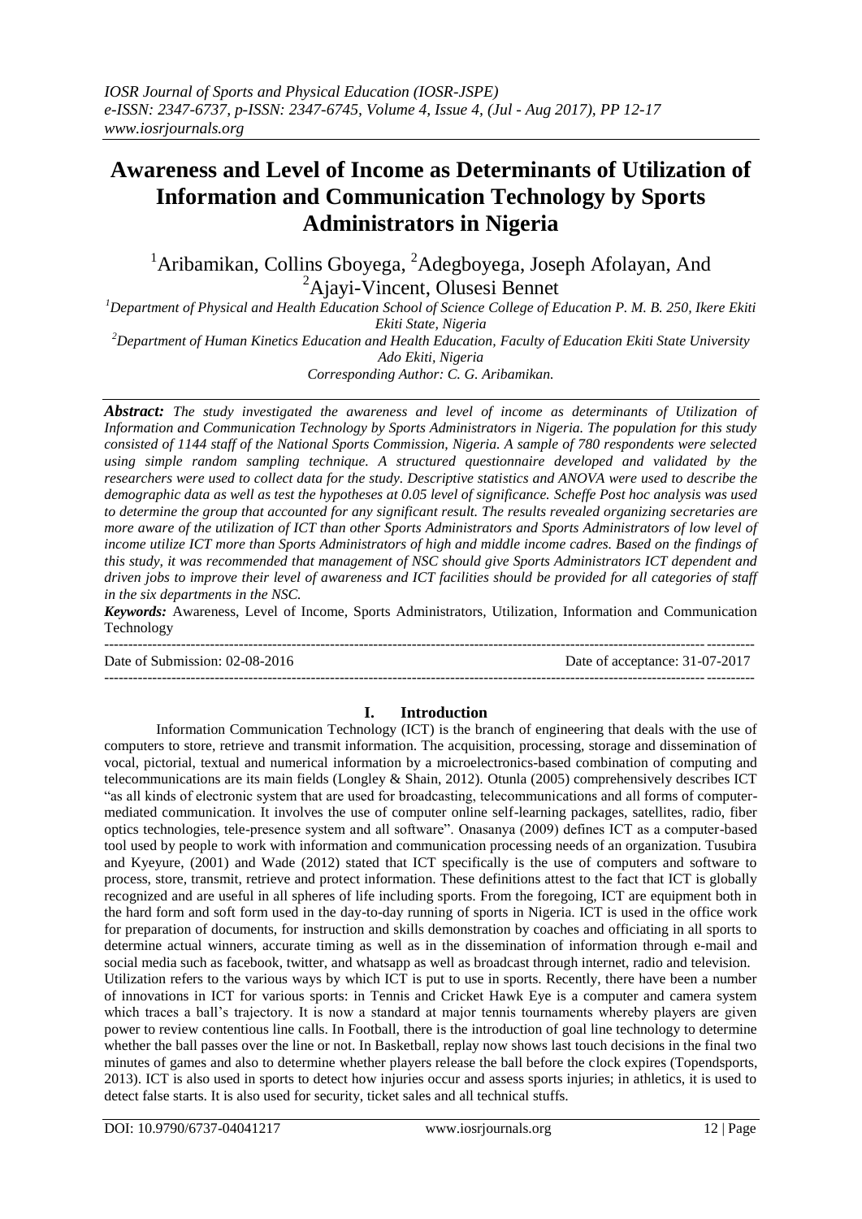# Awareness and Level of Income as Determinants of Utilization of Information and Communication Technology by Sports Administrators in Nigeria

[1]Aribamikan, Collins Gboyega, [2]Adegboyega, Joseph Afolayan, And [2]Ajayi-Vincent, Olusesi Bennet

[1]*Department of Physical and Health Education School of Science College of Education P. M. B. 250, Ikere Ekiti Ekiti State, Nigeria*

[2]*Department of Human Kinetics Education and Health Education, Faculty of Education Ekiti State University Ado Ekiti, Nigeria*

*Corresponding Author: C. G. Aribamikan.*

***Abstract:*** *The study investigated the awareness and level of income as determinants of Utilization of Information and Communication Technology by Sports Administrators in Nigeria. The population for this study consisted of 1144 staff of the National Sports Commission, Nigeria. A sample of 780 respondents were selected using simple random sampling technique. A structured questionnaire developed and validated by the researchers were used to collect data for the study. Descriptive statistics and ANOVA were used to describe the demographic data as well as test the hypotheses at 0.05 level of significance. Scheffe Post hoc analysis was used to determine the group that accounted for any significant result. The results revealed organizing secretaries are more aware of the utilization of ICT than other Sports Administrators and Sports Administrators of low level of income utilize ICT more than Sports Administrators of high and middle income cadres. Based on the findings of this study, it was recommended that management of NSC should give Sports Administrators ICT dependent and driven jobs to improve their level of awareness and ICT facilities should be provided for all categories of staff in the six departments in the NSC.*

***Keywords:*** Awareness, Level of Income, Sports Administrators, Utilization, Information and Communication Technology

---

Date of Submission: 02-08-2016 Date of acceptance: 31-07-2017

---

## I. Introduction

Information Communication Technology (ICT) is the branch of engineering that deals with the use of computers to store, retrieve and transmit information. The acquisition, processing, storage and dissemination of vocal, pictorial, textual and numerical information by a microelectronics-based combination of computing and telecommunications are its main fields (Longley & Shain, 2012). Otunla (2005) comprehensively describes ICT "as all kinds of electronic system that are used for broadcasting, telecommunications and all forms of computer-mediated communication. It involves the use of computer online self-learning packages, satellites, radio, fiber optics technologies, tele-presence system and all software". Onasanya (2009) defines ICT as a computer-based tool used by people to work with information and communication processing needs of an organization. Tusubira and Kyeyure, (2001) and Wade (2012) stated that ICT specifically is the use of computers and software to process, store, transmit, retrieve and protect information. These definitions attest to the fact that ICT is globally recognized and are useful in all spheres of life including sports. From the foregoing, ICT are equipment both in the hard form and soft form used in the day-to-day running of sports in Nigeria. ICT is used in the office work for preparation of documents, for instruction and skills demonstration by coaches and officiating in all sports to determine actual winners, accurate timing as well as in the dissemination of information through e-mail and social media such as facebook, twitter, and whatsapp as well as broadcast through internet, radio and television.

Utilization refers to the various ways by which ICT is put to use in sports. Recently, there have been a number of innovations in ICT for various sports: in Tennis and Cricket Hawk Eye is a computer and camera system which traces a ball's trajectory. It is now a standard at major tennis tournaments whereby players are given power to review contentious line calls. In Football, there is the introduction of goal line technology to determine whether the ball passes over the line or not. In Basketball, replay now shows last touch decisions in the final two minutes of games and also to determine whether players release the ball before the clock expires (Topendsports, 2013). ICT is also used in sports to detect how injuries occur and assess sports injuries; in athletics, it is used to detect false starts. It is also used for security, ticket sales and all technical stuffs.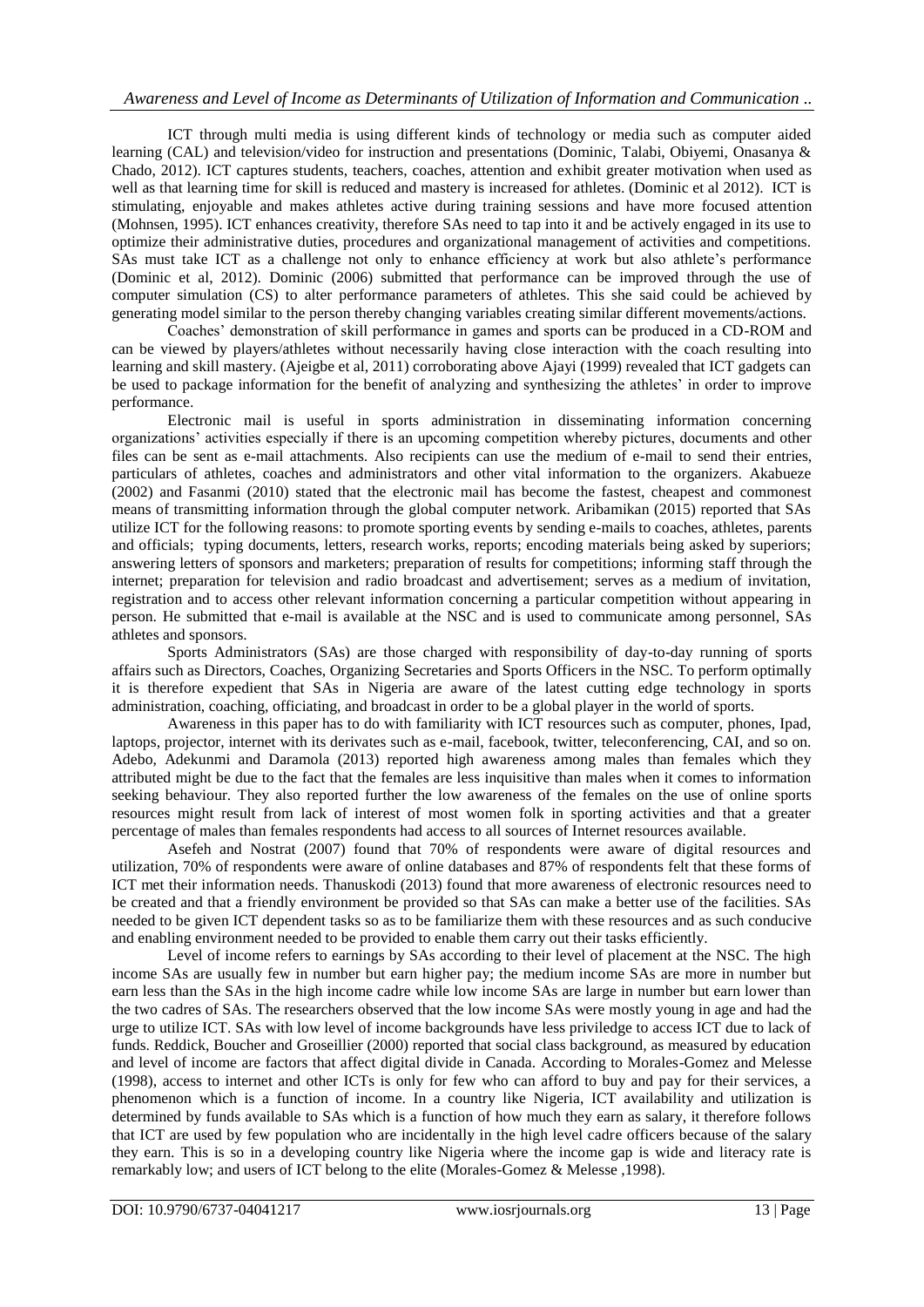ICT through multi media is using different kinds of technology or media such as computer aided learning (CAL) and television/video for instruction and presentations (Dominic, Talabi, Obiyemi, Onasanya & Chado, 2012). ICT captures students, teachers, coaches, attention and exhibit greater motivation when used as well as that learning time for skill is reduced and mastery is increased for athletes. (Dominic et al 2012). ICT is stimulating, enjoyable and makes athletes active during training sessions and have more focused attention (Mohnsen, 1995). ICT enhances creativity, therefore SAs need to tap into it and be actively engaged in its use to optimize their administrative duties, procedures and organizational management of activities and competitions. SAs must take ICT as a challenge not only to enhance efficiency at work but also athlete's performance (Dominic et al, 2012). Dominic (2006) submitted that performance can be improved through the use of computer simulation (CS) to alter performance parameters of athletes. This she said could be achieved by generating model similar to the person thereby changing variables creating similar different movements/actions.

Coaches' demonstration of skill performance in games and sports can be produced in a CD-ROM and can be viewed by players/athletes without necessarily having close interaction with the coach resulting into learning and skill mastery. (Ajeigbe et al, 2011) corroborating above Ajayi (1999) revealed that ICT gadgets can be used to package information for the benefit of analyzing and synthesizing the athletes' in order to improve performance.

Electronic mail is useful in sports administration in disseminating information concerning organizations' activities especially if there is an upcoming competition whereby pictures, documents and other files can be sent as e-mail attachments. Also recipients can use the medium of e-mail to send their entries, particulars of athletes, coaches and administrators and other vital information to the organizers. Akabueze (2002) and Fasanmi (2010) stated that the electronic mail has become the fastest, cheapest and commonest means of transmitting information through the global computer network. Aribamikan (2015) reported that SAs utilize ICT for the following reasons: to promote sporting events by sending e-mails to coaches, athletes, parents and officials; typing documents, letters, research works, reports; encoding materials being asked by superiors; answering letters of sponsors and marketers; preparation of results for competitions; informing staff through the internet; preparation for television and radio broadcast and advertisement; serves as a medium of invitation, registration and to access other relevant information concerning a particular competition without appearing in person. He submitted that e-mail is available at the NSC and is used to communicate among personnel, SAs athletes and sponsors.

Sports Administrators (SAs) are those charged with responsibility of day-to-day running of sports affairs such as Directors, Coaches, Organizing Secretaries and Sports Officers in the NSC. To perform optimally it is therefore expedient that SAs in Nigeria are aware of the latest cutting edge technology in sports administration, coaching, officiating, and broadcast in order to be a global player in the world of sports.

Awareness in this paper has to do with familiarity with ICT resources such as computer, phones, Ipad, laptops, projector, internet with its derivates such as e-mail, facebook, twitter, teleconferencing, CAI, and so on. Adebo, Adekunmi and Daramola (2013) reported high awareness among males than females which they attributed might be due to the fact that the females are less inquisitive than males when it comes to information seeking behaviour. They also reported further the low awareness of the females on the use of online sports resources might result from lack of interest of most women folk in sporting activities and that a greater percentage of males than females respondents had access to all sources of Internet resources available.

Asefeh and Nostrat (2007) found that 70% of respondents were aware of digital resources and utilization, 70% of respondents were aware of online databases and 87% of respondents felt that these forms of ICT met their information needs. Thanuskodi (2013) found that more awareness of electronic resources need to be created and that a friendly environment be provided so that SAs can make a better use of the facilities. SAs needed to be given ICT dependent tasks so as to be familiarize them with these resources and as such conducive and enabling environment needed to be provided to enable them carry out their tasks efficiently.

Level of income refers to earnings by SAs according to their level of placement at the NSC. The high income SAs are usually few in number but earn higher pay; the medium income SAs are more in number but earn less than the SAs in the high income cadre while low income SAs are large in number but earn lower than the two cadres of SAs. The researchers observed that the low income SAs were mostly young in age and had the urge to utilize ICT. SAs with low level of income backgrounds have less priviledge to access ICT due to lack of funds. Reddick, Boucher and Groseillier (2000) reported that social class background, as measured by education and level of income are factors that affect digital divide in Canada. According to Morales-Gomez and Melesse (1998), access to internet and other ICTs is only for few who can afford to buy and pay for their services, a phenomenon which is a function of income. In a country like Nigeria, ICT availability and utilization is determined by funds available to SAs which is a function of how much they earn as salary, it therefore follows that ICT are used by few population who are incidentally in the high level cadre officers because of the salary they earn. This is so in a developing country like Nigeria where the income gap is wide and literacy rate is remarkably low; and users of ICT belong to the elite (Morales-Gomez & Melesse ,1998).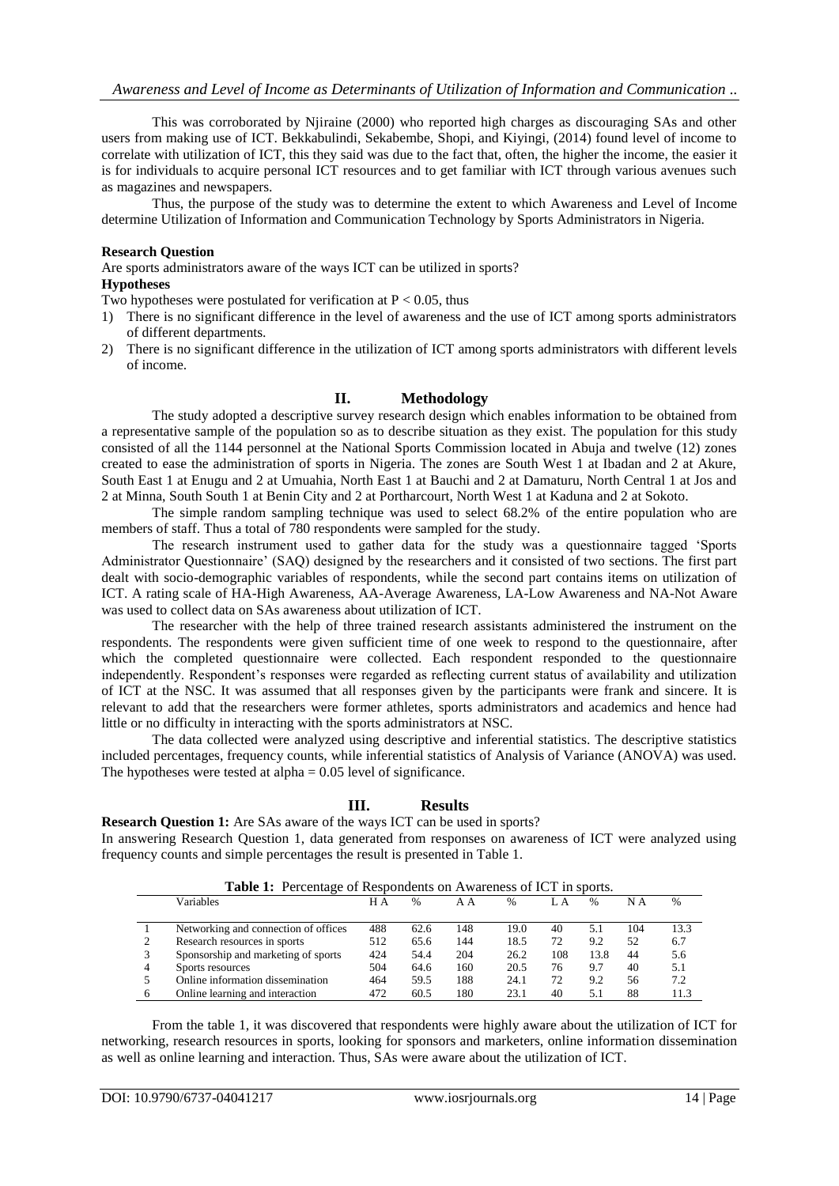This was corroborated by Njiraine (2000) who reported high charges as discouraging SAs and other users from making use of ICT. Bekkabulindi, Sekabembe, Shopi, and Kiyingi, (2014) found level of income to correlate with utilization of ICT, this they said was due to the fact that, often, the higher the income, the easier it is for individuals to acquire personal ICT resources and to get familiar with ICT through various avenues such as magazines and newspapers.

Thus, the purpose of the study was to determine the extent to which Awareness and Level of Income determine Utilization of Information and Communication Technology by Sports Administrators in Nigeria.

**Research Question**

Are sports administrators aware of the ways ICT can be utilized in sports?

**Hypotheses**

Two hypotheses were postulated for verification at $P < 0.05$, thus

1) There is no significant difference in the level of awareness and the use of ICT among sports administrators of different departments.
2) There is no significant difference in the utilization of ICT among sports administrators with different levels of income.

## II. Methodology

The study adopted a descriptive survey research design which enables information to be obtained from a representative sample of the population so as to describe situation as they exist. The population for this study consisted of all the 1144 personnel at the National Sports Commission located in Abuja and twelve (12) zones created to ease the administration of sports in Nigeria. The zones are South West 1 at Ibadan and 2 at Akure, South East 1 at Enugu and 2 at Umuahia, North East 1 at Bauchi and 2 at Damaturu, North Central 1 at Jos and 2 at Minna, South South 1 at Benin City and 2 at Portharcourt, North West 1 at Kaduna and 2 at Sokoto.

The simple random sampling technique was used to select 68.2% of the entire population who are members of staff. Thus a total of 780 respondents were sampled for the study.

The research instrument used to gather data for the study was a questionnaire tagged 'Sports Administrator Questionnaire' (SAQ) designed by the researchers and it consisted of two sections. The first part dealt with socio-demographic variables of respondents, while the second part contains items on utilization of ICT. A rating scale of HA-High Awareness, AA-Average Awareness, LA-Low Awareness and NA-Not Aware was used to collect data on SAs awareness about utilization of ICT.

The researcher with the help of three trained research assistants administered the instrument on the respondents. The respondents were given sufficient time of one week to respond to the questionnaire, after which the completed questionnaire were collected. Each respondent responded to the questionnaire independently. Respondent's responses were regarded as reflecting current status of availability and utilization of ICT at the NSC. It was assumed that all responses given by the participants were frank and sincere. It is relevant to add that the researchers were former athletes, sports administrators and academics and hence had little or no difficulty in interacting with the sports administrators at NSC.

The data collected were analyzed using descriptive and inferential statistics. The descriptive statistics included percentages, frequency counts, while inferential statistics of Analysis of Variance (ANOVA) was used. The hypotheses were tested at alpha = 0.05 level of significance.

## III. Results

**Research Question 1:** Are SAs aware of the ways ICT can be used in sports?

In answering Research Question 1, data generated from responses on awareness of ICT were analyzed using frequency counts and simple percentages the result is presented in Table 1.

**Table 1:** Percentage of Respondents on Awareness of ICT in sports.

| | Variables | H A | % | A A | % | L A | % | N A | % |
|---|---|---|---|---|---|---|---|---|---|
| 1 | Networking and connection of offices | 488 | 62.6 | 148 | 19.0 | 40 | 5.1 | 104 | 13.3 |
| 2 | Research resources in sports | 512 | 65.6 | 144 | 18.5 | 72 | 9.2 | 52 | 6.7 |
| 3 | Sponsorship and marketing of sports | 424 | 54.4 | 204 | 26.2 | 108 | 13.8 | 44 | 5.6 |
| 4 | Sports resources | 504 | 64.6 | 160 | 20.5 | 76 | 9.7 | 40 | 5.1 |
| 5 | Online information dissemination | 464 | 59.5 | 188 | 24.1 | 72 | 9.2 | 56 | 7.2 |
| 6 | Online learning and interaction | 472 | 60.5 | 180 | 23.1 | 40 | 5.1 | 88 | 11.3 |

From the table 1, it was discovered that respondents were highly aware about the utilization of ICT for networking, research resources in sports, looking for sponsors and marketers, online information dissemination as well as online learning and interaction. Thus, SAs were aware about the utilization of ICT.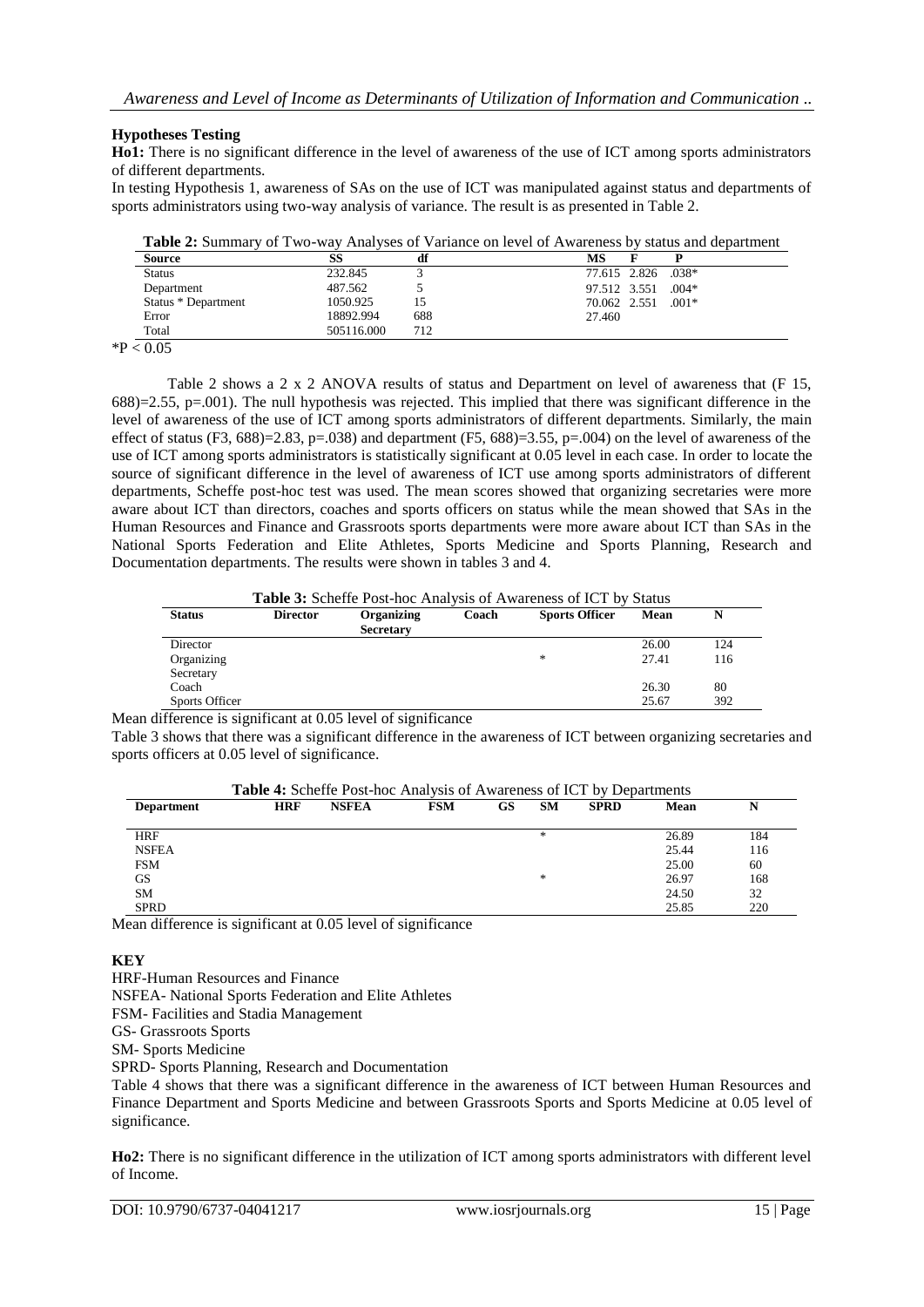## Hypotheses Testing

**Ho1:** There is no significant difference in the level of awareness of the use of ICT among sports administrators of different departments.

In testing Hypothesis 1, awareness of SAs on the use of ICT was manipulated against status and departments of sports administrators using two-way analysis of variance. The result is as presented in Table 2.

**Table 2:** Summary of Two-way Analyses of Variance on level of Awareness by status and department

| Source | SS | df | MS | F | P |
|---|---|---|---|---|---|
| Status | 232.845 | 3 | 77.615 | 2.826 | .038* |
| Department | 487.562 | 5 | 97.512 | 3.551 | .004* |
| Status * Department | 1050.925 | 15 | 70.062 | 2.551 | .001* |
| Error | 18892.994 | 688 | 27.460 | | |
| Total | 505116.000 | 712 | | | |

*P < 0.05

Table 2 shows a 2 x 2 ANOVA results of status and Department on level of awareness that (F 15, 688)=2.55, p=.001). The null hypothesis was rejected. This implied that there was significant difference in the level of awareness of the use of ICT among sports administrators of different departments. Similarly, the main effect of status (F3, 688)=2.83, p=.038) and department (F5, 688)=3.55, p=.004) on the level of awareness of the use of ICT among sports administrators is statistically significant at 0.05 level in each case. In order to locate the source of significant difference in the level of awareness of ICT use among sports administrators of different departments, Scheffe post-hoc test was used. The mean scores showed that organizing secretaries were more aware about ICT than directors, coaches and sports officers on status while the mean showed that SAs in the Human Resources and Finance and Grassroots sports departments were more aware about ICT than SAs in the National Sports Federation and Elite Athletes, Sports Medicine and Sports Planning, Research and Documentation departments. The results were shown in tables 3 and 4.

**Table 3:** Scheffe Post-hoc Analysis of Awareness of ICT by Status

| Status | Director | Organizing Secretary | Coach | Sports Officer | Mean | N |
|---|---|---|---|---|---|---|
| Director | | | | | 26.00 | 124 |
| Organizing Secretary | | | | * | 27.41 | 116 |
| Coach | | | | | 26.30 | 80 |
| Sports Officer | | | | | 25.67 | 392 |

Mean difference is significant at 0.05 level of significance

Table 3 shows that there was a significant difference in the awareness of ICT between organizing secretaries and sports officers at 0.05 level of significance.

**Table 4:** Scheffe Post-hoc Analysis of Awareness of ICT by Departments

| Department | HRF | NSFEA | FSM | GS | SM | SPRD | Mean | N |
|---|---|---|---|---|---|---|---|---|
| HRF | | | | | * | | 26.89 | 184 |
| NSFEA | | | | | | | 25.44 | 116 |
| FSM | | | | | | | 25.00 | 60 |
| GS | | | | | * | | 26.97 | 168 |
| SM | | | | | | | 24.50 | 32 |
| SPRD | | | | | | | 25.85 | 220 |

Mean difference is significant at 0.05 level of significance

**KEY**

HRF-Human Resources and Finance
NSFEA- National Sports Federation and Elite Athletes
FSM- Facilities and Stadia Management
GS- Grassroots Sports
SM- Sports Medicine
SPRD- Sports Planning, Research and Documentation

Table 4 shows that there was a significant difference in the awareness of ICT between Human Resources and Finance Department and Sports Medicine and between Grassroots Sports and Sports Medicine at 0.05 level of significance.

**Ho2:** There is no significant difference in the utilization of ICT among sports administrators with different level of Income.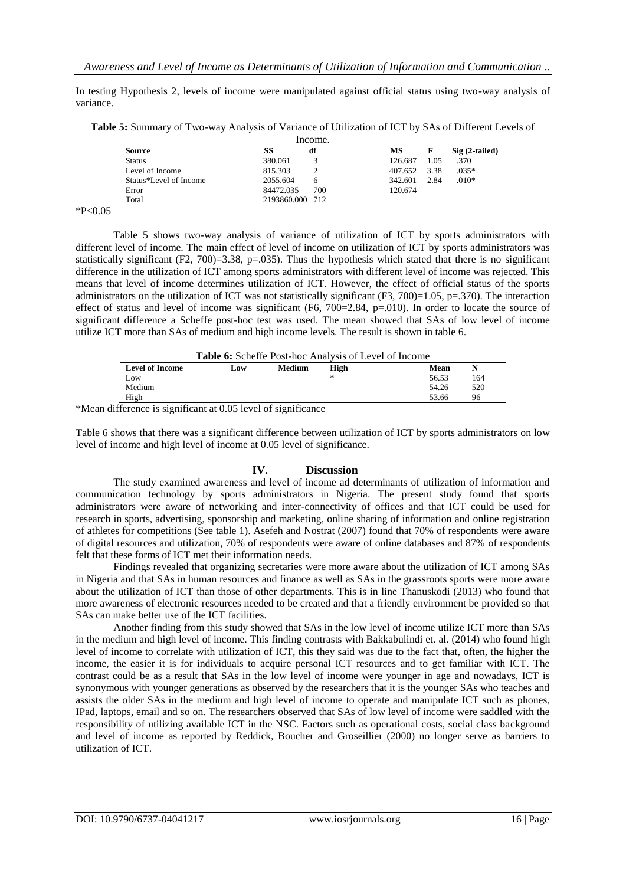In testing Hypothesis 2, levels of income were manipulated against official status using two-way analysis of variance.

**Table 5:** Summary of Two-way Analysis of Variance of Utilization of ICT by SAs of Different Levels of Income.

| Source | SS | df | MS | F | Sig (2-tailed) |
|---|---|---|---|---|---|
| Status | 380.061 | 3 | 126.687 | 1.05 | .370 |
| Level of Income | 815.303 | 2 | 407.652 | 3.38 | .035* |
| Status*Level of Income | 2055.604 | 6 | 342.601 | 2.84 | .010* |
| Error | 84472.035 | 700 | 120.674 | | |
| Total | 2193860.000 | 712 | | | |

*P<0.05

Table 5 shows two-way analysis of variance of utilization of ICT by sports administrators with different level of income. The main effect of level of income on utilization of ICT by sports administrators was statistically significant (F2, 700)=3.38, p=.035). Thus the hypothesis which stated that there is no significant difference in the utilization of ICT among sports administrators with different level of income was rejected. This means that level of income determines utilization of ICT. However, the effect of official status of the sports administrators on the utilization of ICT was not statistically significant (F3, 700)=1.05, p=.370). The interaction effect of status and level of income was significant (F6, 700=2.84, p=.010). In order to locate the source of significant difference a Scheffe post-hoc test was used. The mean showed that SAs of low level of income utilize ICT more than SAs of medium and high income levels. The result is shown in table 6.

**Table 6:** Scheffe Post-hoc Analysis of Level of Income

| Level of Income | Low | Medium | High | Mean | N |
|---|---|---|---|---|---|
| Low | | | * | 56.53 | 164 |
| Medium | | | | 54.26 | 520 |
| High | | | | 53.66 | 96 |

*Mean difference is significant at 0.05 level of significance

Table 6 shows that there was a significant difference between utilization of ICT by sports administrators on low level of income and high level of income at 0.05 level of significance.

## IV. Discussion

The study examined awareness and level of income ad determinants of utilization of information and communication technology by sports administrators in Nigeria. The present study found that sports administrators were aware of networking and inter-connectivity of offices and that ICT could be used for research in sports, advertising, sponsorship and marketing, online sharing of information and online registration of athletes for competitions (See table 1). Asefeh and Nostrat (2007) found that 70% of respondents were aware of digital resources and utilization, 70% of respondents were aware of online databases and 87% of respondents felt that these forms of ICT met their information needs.

Findings revealed that organizing secretaries were more aware about the utilization of ICT among SAs in Nigeria and that SAs in human resources and finance as well as SAs in the grassroots sports were more aware about the utilization of ICT than those of other departments. This is in line Thanuskodi (2013) who found that more awareness of electronic resources needed to be created and that a friendly environment be provided so that SAs can make better use of the ICT facilities.

Another finding from this study showed that SAs in the low level of income utilize ICT more than SAs in the medium and high level of income. This finding contrasts with Bakkabulindi et. al. (2014) who found high level of income to correlate with utilization of ICT, this they said was due to the fact that, often, the higher the income, the easier it is for individuals to acquire personal ICT resources and to get familiar with ICT. The contrast could be as a result that SAs in the low level of income were younger in age and nowadays, ICT is synonymous with younger generations as observed by the researchers that it is the younger SAs who teaches and assists the older SAs in the medium and high level of income to operate and manipulate ICT such as phones, IPad, laptops, email and so on. The researchers observed that SAs of low level of income were saddled with the responsibility of utilizing available ICT in the NSC. Factors such as operational costs, social class background and level of income as reported by Reddick, Boucher and Groseillier (2000) no longer serve as barriers to utilization of ICT.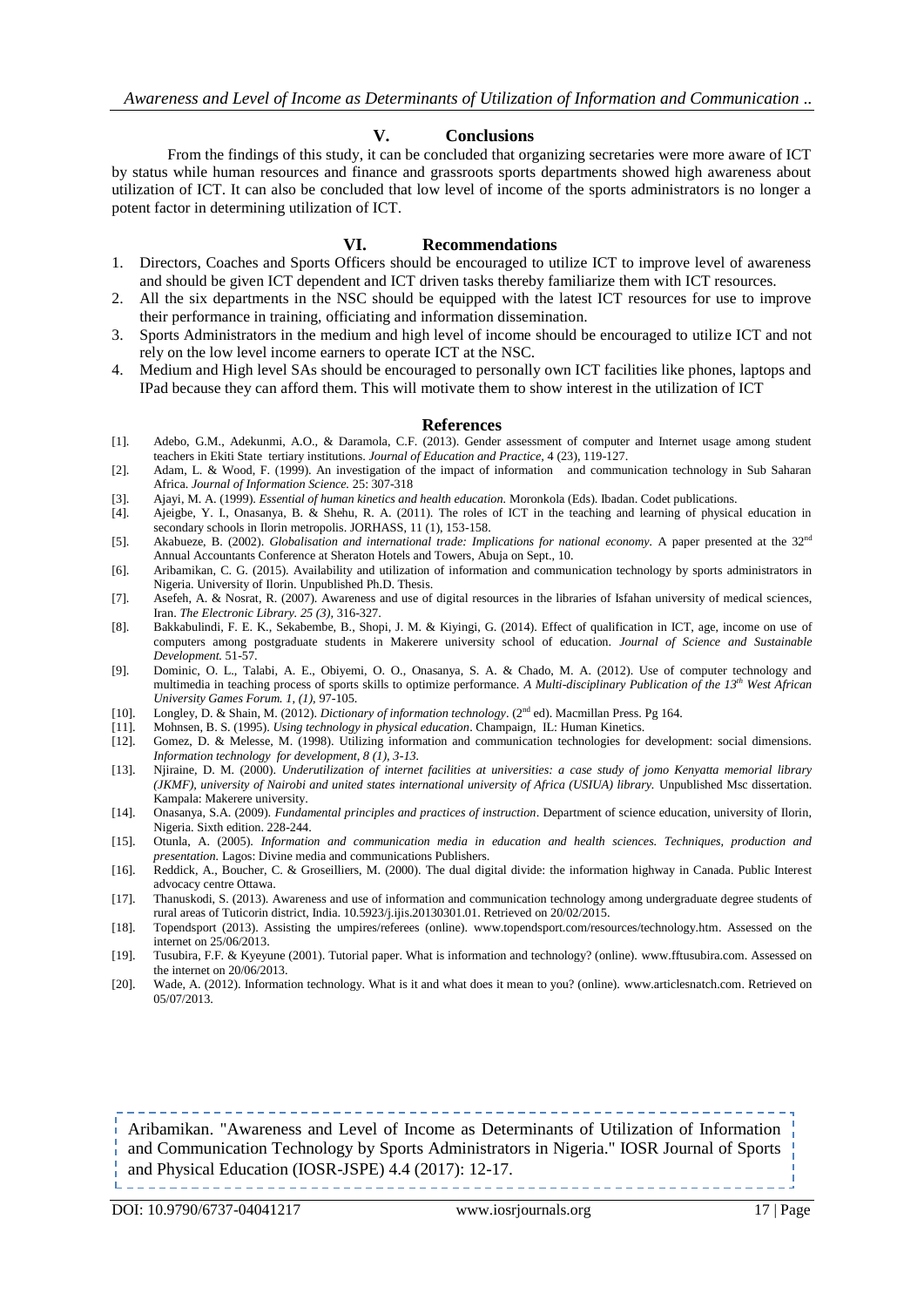## V. Conclusions

From the findings of this study, it can be concluded that organizing secretaries were more aware of ICT by status while human resources and finance and grassroots sports departments showed high awareness about utilization of ICT. It can also be concluded that low level of income of the sports administrators is no longer a potent factor in determining utilization of ICT.

## VI. Recommendations

1. Directors, Coaches and Sports Officers should be encouraged to utilize ICT to improve level of awareness and should be given ICT dependent and ICT driven tasks thereby familiarize them with ICT resources.
2. All the six departments in the NSC should be equipped with the latest ICT resources for use to improve their performance in training, officiating and information dissemination.
3. Sports Administrators in the medium and high level of income should be encouraged to utilize ICT and not rely on the low level income earners to operate ICT at the NSC.
4. Medium and High level SAs should be encouraged to personally own ICT facilities like phones, laptops and IPad because they can afford them. This will motivate them to show interest in the utilization of ICT

## References

[1]. Adebo, G.M., Adekunmi, A.O., & Daramola, C.F. (2013). Gender assessment of computer and Internet usage among student teachers in Ekiti State tertiary institutions. *Journal of Education and Practice,* 4 (23), 119-127.

[2]. Adam, L. & Wood, F. (1999). An investigation of the impact of information and communication technology in Sub Saharan Africa. *Journal of Information Science.* 25: 307-318

[3]. Ajayi, M. A. (1999). *Essential of human kinetics and health education.* Moronkola (Eds). Ibadan. Codet publications.

[4]. Ajeigbe, Y. I., Onasanya, B. & Shehu, R. A. (2011). The roles of ICT in the teaching and learning of physical education in secondary schools in Ilorin metropolis. JORHASS, 11 (1), 153-158.

[5]. Akabueze, B. (2002). *Globalisation and international trade: Implications for national economy*. A paper presented at the 32nd Annual Accountants Conference at Sheraton Hotels and Towers, Abuja on Sept., 10.

[6]. Aribamikan, C. G. (2015). Availability and utilization of information and communication technology by sports administrators in Nigeria. University of Ilorin. Unpublished Ph.D. Thesis.

[7]. Asefeh, A. & Nosrat, R. (2007). Awareness and use of digital resources in the libraries of Isfahan university of medical sciences, Iran. *The Electronic Library. 25 (3),* 316-327.

[8]. Bakkabulindi, F. E. K., Sekabembe, B., Shopi, J. M. & Kiyingi, G. (2014). Effect of qualification in ICT, age, income on use of computers among postgraduate students in Makerere university school of education. *Journal of Science and Sustainable Development.* 51-57.

[9]. Dominic, O. L., Talabi, A. E., Obiyemi, O. O., Onasanya, S. A. & Chado, M. A. (2012). Use of computer technology and multimedia in teaching process of sports skills to optimize performance. *A Multi-disciplinary Publication of the 13th West African University Games Forum. 1, (1),* 97-105.

[10]. Longley, D. & Shain, M. (2012). *Dictionary of information technology*. (2nd ed). Macmillan Press. Pg 164.

[11]. Mohnsen, B. S. (1995). *Using technology in physical education*. Champaign, IL: Human Kinetics.

[12]. Gomez, D. & Melesse, M. (1998). Utilizing information and communication technologies for development: social dimensions. *Information technology for development, 8 (1), 3-13.*

[13]. Njiraine, D. M. (2000). *Underutilization of internet facilities at universities: a case study of jomo Kenyatta memorial library (JKMF), university of Nairobi and united states international university of Africa (USIUA) library.* Unpublished Msc dissertation. Kampala: Makerere university.

[14]. Onasanya, S.A. (2009). *Fundamental principles and practices of instruction*. Department of science education, university of Ilorin, Nigeria. Sixth edition. 228-244.

[15]. Otunla, A. (2005). *Information and communication media in education and health sciences. Techniques, production and presentation.* Lagos: Divine media and communications Publishers.

[16]. Reddick, A., Boucher, C. & Groseilliers, M. (2000). The dual digital divide: the information highway in Canada. Public Interest advocacy centre Ottawa.

[17]. Thanuskodi, S. (2013). Awareness and use of information and communication technology among undergraduate degree students of rural areas of Tuticorin district, India. 10.5923/j.ijis.20130301.01. Retrieved on 20/02/2015.

[18]. Topendsport (2013). Assisting the umpires/referees (online). www.topendsport.com/resources/technology.htm. Assessed on the internet on 25/06/2013.

[19]. Tusubira, F.F. & Kyeyune (2001). Tutorial paper. What is information and technology? (online). www.fftusubira.com. Assessed on the internet on 20/06/2013.

[20]. Wade, A. (2012). Information technology. What is it and what does it mean to you? (online). www.articlesnatch.com. Retrieved on 05/07/2013.

Aribamikan. "Awareness and Level of Income as Determinants of Utilization of Information and Communication Technology by Sports Administrators in Nigeria." IOSR Journal of Sports and Physical Education (IOSR-JSPE) 4.4 (2017): 12-17.